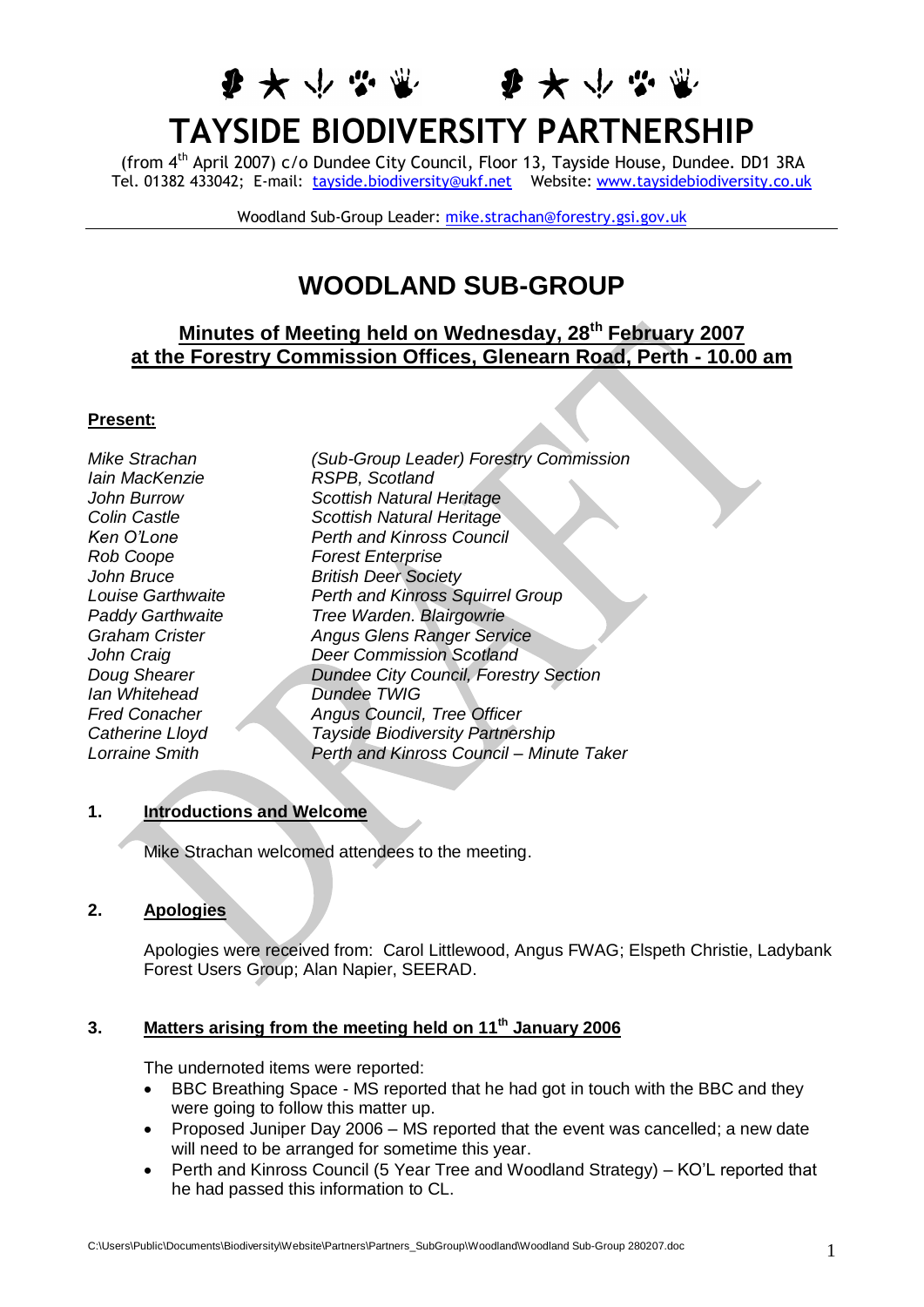# TAYSIDE BIODIVERSITY PARTNERSHIP

(from 4th April 2007) c/o Dundee City Council, Floor 13, Tayside House, Dundee. DD1 3RA
Tel. 01382 433042; E-mail: tayside.biodiversity@ukf.net Website: www.taysidebiodiversity.co.uk

Woodland Sub-Group Leader: mike.strachan@forestry.gsi.gov.uk

## WOODLAND SUB-GROUP

### Minutes of Meeting held on Wednesday, 28th February 2007 at the Forestry Commission Offices, Glenearn Road, Perth - 10.00 am

**Present:**

| | |
|---|---|
| *Mike Strachan* | *(Sub-Group Leader) Forestry Commission* |
| *Iain MacKenzie* | *RSPB, Scotland* |
| *John Burrow* | *Scottish Natural Heritage* |
| *Colin Castle* | *Scottish Natural Heritage* |
| *Ken O'Lone* | *Perth and Kinross Council* |
| *Rob Coope* | *Forest Enterprise* |
| *John Bruce* | *British Deer Society* |
| *Louise Garthwaite* | *Perth and Kinross Squirrel Group* |
| *Paddy Garthwaite* | *Tree Warden. Blairgowrie* |
| *Graham Crister* | *Angus Glens Ranger Service* |
| *John Craig* | *Deer Commission Scotland* |
| *Doug Shearer* | *Dundee City Council, Forestry Section* |
| *Ian Whitehead* | *Dundee TWIG* |
| *Fred Conacher* | *Angus Council, Tree Officer* |
| *Catherine Lloyd* | *Tayside Biodiversity Partnership* |
| *Lorraine Smith* | *Perth and Kinross Council – Minute Taker* |

**1. Introductions and Welcome**

Mike Strachan welcomed attendees to the meeting.

**2. Apologies**

Apologies were received from: Carol Littlewood, Angus FWAG; Elspeth Christie, Ladybank Forest Users Group; Alan Napier, SEERAD.

**3. Matters arising from the meeting held on 11th January 2006**

The undernoted items were reported:

- BBC Breathing Space - MS reported that he had got in touch with the BBC and they were going to follow this matter up.
- Proposed Juniper Day 2006 – MS reported that the event was cancelled; a new date will need to be arranged for sometime this year.
- Perth and Kinross Council (5 Year Tree and Woodland Strategy) – KO'L reported that he had passed this information to CL.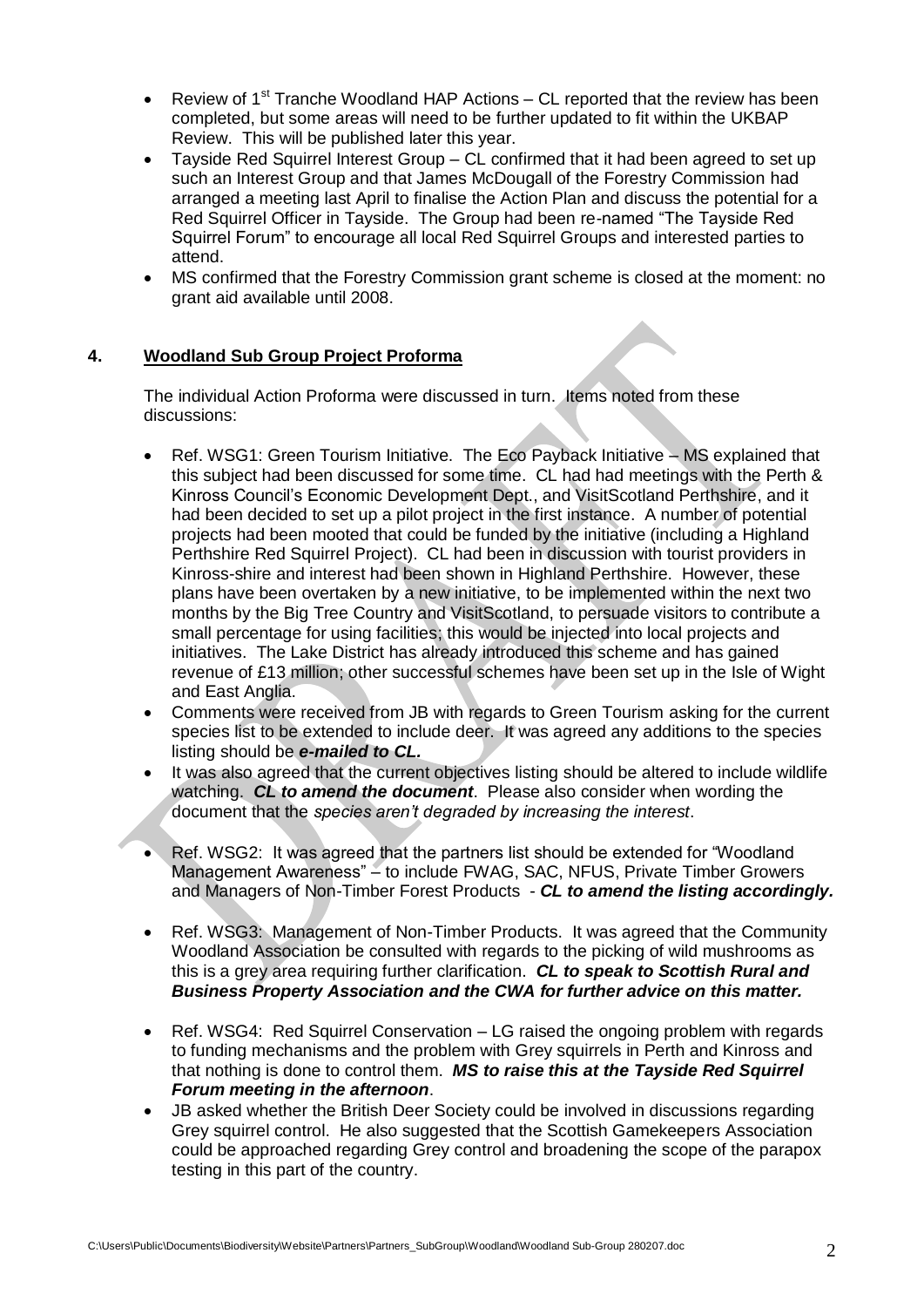- Review of 1st Tranche Woodland HAP Actions – CL reported that the review has been completed, but some areas will need to be further updated to fit within the UKBAP Review. This will be published later this year.
- Tayside Red Squirrel Interest Group – CL confirmed that it had been agreed to set up such an Interest Group and that James McDougall of the Forestry Commission had arranged a meeting last April to finalise the Action Plan and discuss the potential for a Red Squirrel Officer in Tayside. The Group had been re-named "The Tayside Red Squirrel Forum" to encourage all local Red Squirrel Groups and interested parties to attend.
- MS confirmed that the Forestry Commission grant scheme is closed at the moment: no grant aid available until 2008.

## 4. Woodland Sub Group Project Proforma

The individual Action Proforma were discussed in turn. Items noted from these discussions:

- Ref. WSG1: Green Tourism Initiative. The Eco Payback Initiative – MS explained that this subject had been discussed for some time. CL had had meetings with the Perth & Kinross Council's Economic Development Dept., and VisitScotland Perthshire, and it had been decided to set up a pilot project in the first instance. A number of potential projects had been mooted that could be funded by the initiative (including a Highland Perthshire Red Squirrel Project). CL had been in discussion with tourist providers in Kinross-shire and interest had been shown in Highland Perthshire. However, these plans have been overtaken by a new initiative, to be implemented within the next two months by the Big Tree Country and VisitScotland, to persuade visitors to contribute a small percentage for using facilities; this would be injected into local projects and initiatives. The Lake District has already introduced this scheme and has gained revenue of £13 million; other successful schemes have been set up in the Isle of Wight and East Anglia.
- Comments were received from JB with regards to Green Tourism asking for the current species list to be extended to include deer. It was agreed any additions to the species listing should be ***e-mailed to CL.***
- It was also agreed that the current objectives listing should be altered to include wildlife watching. ***CL to amend the document***. Please also consider when wording the document that the *species aren't degraded by increasing the interest*.

- Ref. WSG2: It was agreed that the partners list should be extended for "Woodland Management Awareness" – to include FWAG, SAC, NFUS, Private Timber Growers and Managers of Non-Timber Forest Products - ***CL to amend the listing accordingly.***

- Ref. WSG3: Management of Non-Timber Products. It was agreed that the Community Woodland Association be consulted with regards to the picking of wild mushrooms as this is a grey area requiring further clarification. ***CL to speak to Scottish Rural and Business Property Association and the CWA for further advice on this matter.***

- Ref. WSG4: Red Squirrel Conservation – LG raised the ongoing problem with regards to funding mechanisms and the problem with Grey squirrels in Perth and Kinross and that nothing is done to control them. ***MS to raise this at the Tayside Red Squirrel Forum meeting in the afternoon***.
- JB asked whether the British Deer Society could be involved in discussions regarding Grey squirrel control. He also suggested that the Scottish Gamekeepers Association could be approached regarding Grey control and broadening the scope of the parapox testing in this part of the country.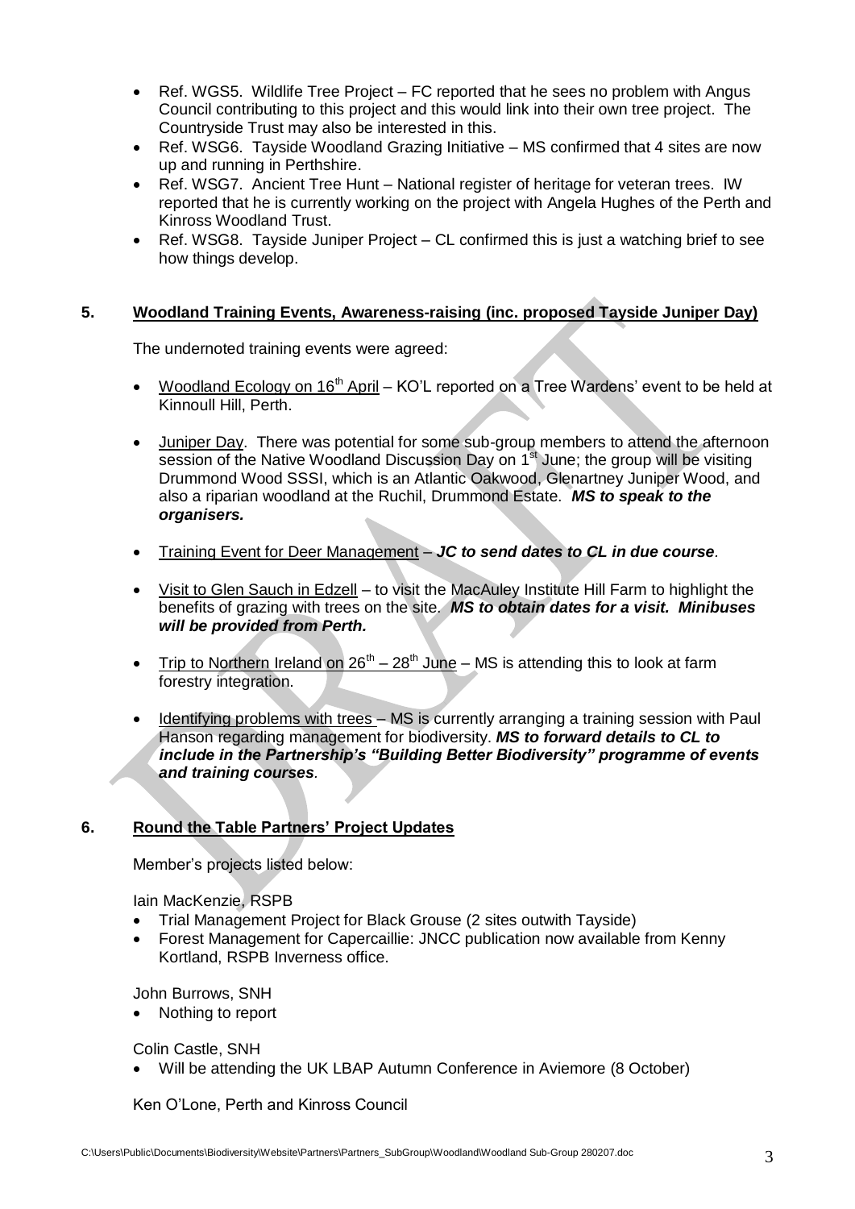- Ref. WGS5. Wildlife Tree Project – FC reported that he sees no problem with Angus Council contributing to this project and this would link into their own tree project. The Countryside Trust may also be interested in this.
- Ref. WSG6. Tayside Woodland Grazing Initiative – MS confirmed that 4 sites are now up and running in Perthshire.
- Ref. WSG7. Ancient Tree Hunt – National register of heritage for veteran trees. IW reported that he is currently working on the project with Angela Hughes of the Perth and Kinross Woodland Trust.
- Ref. WSG8. Tayside Juniper Project – CL confirmed this is just a watching brief to see how things develop.

## 5. Woodland Training Events, Awareness-raising (inc. proposed Tayside Juniper Day)

The undernoted training events were agreed:

- Woodland Ecology on 16th April – KO'L reported on a Tree Wardens' event to be held at Kinnoull Hill, Perth.

- Juniper Day. There was potential for some sub-group members to attend the afternoon session of the Native Woodland Discussion Day on 1st June; the group will be visiting Drummond Wood SSSI, which is an Atlantic Oakwood, Glenartney Juniper Wood, and also a riparian woodland at the Ruchil, Drummond Estate. ***MS to speak to the organisers.***

- Training Event for Deer Management – ***JC to send dates to CL in due course***.

- Visit to Glen Sauch in Edzell – to visit the MacAuley Institute Hill Farm to highlight the benefits of grazing with trees on the site. ***MS to obtain dates for a visit. Minibuses will be provided from Perth.***

- Trip to Northern Ireland on 26th – 28th June – MS is attending this to look at farm forestry integration.

- Identifying problems with trees – MS is currently arranging a training session with Paul Hanson regarding management for biodiversity. ***MS to forward details to CL to include in the Partnership's "Building Better Biodiversity" programme of events and training courses***.

## 6. Round the Table Partners' Project Updates

Member's projects listed below:

Iain MacKenzie, RSPB

- Trial Management Project for Black Grouse (2 sites outwith Tayside)
- Forest Management for Capercaillie: JNCC publication now available from Kenny Kortland, RSPB Inverness office.

John Burrows, SNH

- Nothing to report

Colin Castle, SNH

- Will be attending the UK LBAP Autumn Conference in Aviemore (8 October)

Ken O'Lone, Perth and Kinross Council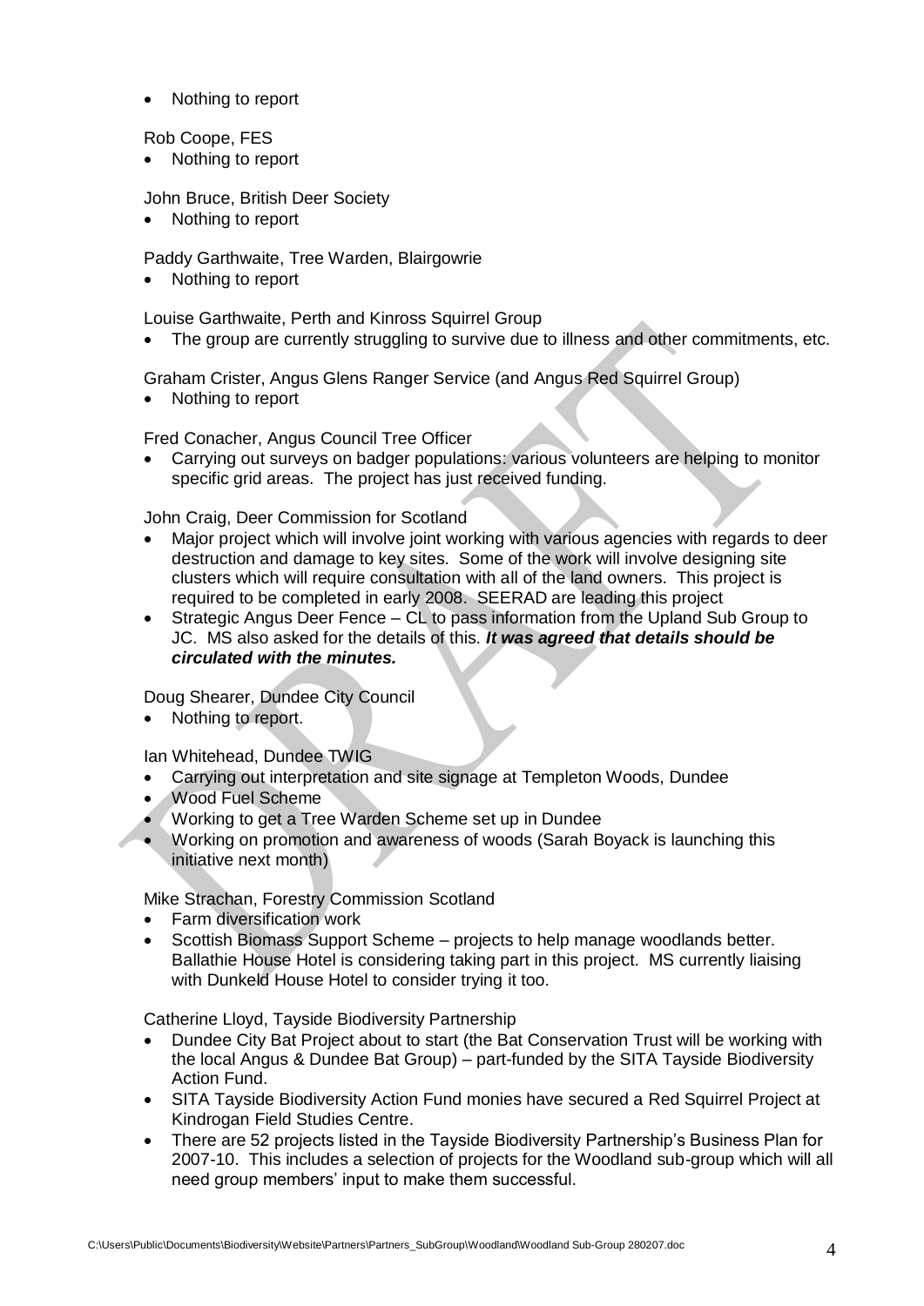- Nothing to report

Rob Coope, FES

- Nothing to report

John Bruce, British Deer Society

- Nothing to report

Paddy Garthwaite, Tree Warden, Blairgowrie

- Nothing to report

Louise Garthwaite, Perth and Kinross Squirrel Group

- The group are currently struggling to survive due to illness and other commitments, etc.

Graham Crister, Angus Glens Ranger Service (and Angus Red Squirrel Group)

- Nothing to report

Fred Conacher, Angus Council Tree Officer

- Carrying out surveys on badger populations: various volunteers are helping to monitor specific grid areas. The project has just received funding.

John Craig, Deer Commission for Scotland

- Major project which will involve joint working with various agencies with regards to deer destruction and damage to key sites. Some of the work will involve designing site clusters which will require consultation with all of the land owners. This project is required to be completed in early 2008. SEERAD are leading this project
- Strategic Angus Deer Fence – CL to pass information from the Upland Sub Group to JC. MS also asked for the details of this. ***It was agreed that details should be circulated with the minutes.***

Doug Shearer, Dundee City Council

- Nothing to report.

Ian Whitehead, Dundee TWIG

- Carrying out interpretation and site signage at Templeton Woods, Dundee
- Wood Fuel Scheme
- Working to get a Tree Warden Scheme set up in Dundee
- Working on promotion and awareness of woods (Sarah Boyack is launching this initiative next month)

Mike Strachan, Forestry Commission Scotland

- Farm diversification work
- Scottish Biomass Support Scheme – projects to help manage woodlands better. Ballathie House Hotel is considering taking part in this project. MS currently liaising with Dunkeld House Hotel to consider trying it too.

Catherine Lloyd, Tayside Biodiversity Partnership

- Dundee City Bat Project about to start (the Bat Conservation Trust will be working with the local Angus & Dundee Bat Group) – part-funded by the SITA Tayside Biodiversity Action Fund.
- SITA Tayside Biodiversity Action Fund monies have secured a Red Squirrel Project at Kindrogan Field Studies Centre.
- There are 52 projects listed in the Tayside Biodiversity Partnership's Business Plan for 2007-10. This includes a selection of projects for the Woodland sub-group which will all need group members' input to make them successful.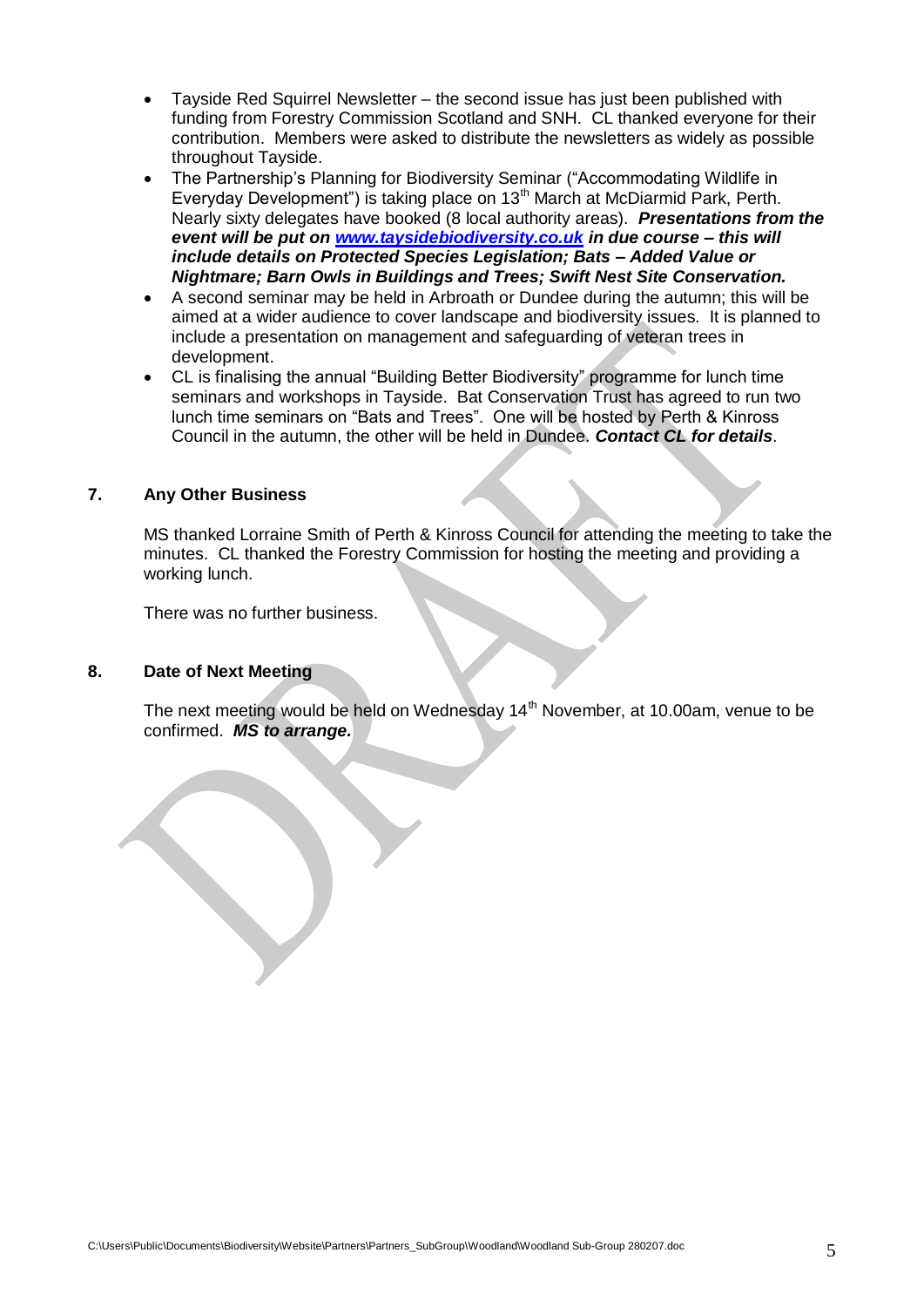- Tayside Red Squirrel Newsletter – the second issue has just been published with funding from Forestry Commission Scotland and SNH. CL thanked everyone for their contribution. Members were asked to distribute the newsletters as widely as possible throughout Tayside.
- The Partnership's Planning for Biodiversity Seminar ("Accommodating Wildlife in Everyday Development") is taking place on 13th March at McDiarmid Park, Perth. Nearly sixty delegates have booked (8 local authority areas). ***Presentations from the event will be put on [www.taysidebiodiversity.co.uk](http://www.taysidebiodiversity.co.uk) in due course – this will include details on Protected Species Legislation; Bats – Added Value or Nightmare; Barn Owls in Buildings and Trees; Swift Nest Site Conservation.***
- A second seminar may be held in Arbroath or Dundee during the autumn; this will be aimed at a wider audience to cover landscape and biodiversity issues. It is planned to include a presentation on management and safeguarding of veteran trees in development.
- CL is finalising the annual "Building Better Biodiversity" programme for lunch time seminars and workshops in Tayside. Bat Conservation Trust has agreed to run two lunch time seminars on "Bats and Trees". One will be hosted by Perth & Kinross Council in the autumn, the other will be held in Dundee. ***Contact CL for details***.

## 7. Any Other Business

MS thanked Lorraine Smith of Perth & Kinross Council for attending the meeting to take the minutes. CL thanked the Forestry Commission for hosting the meeting and providing a working lunch.

There was no further business.

## 8. Date of Next Meeting

The next meeting would be held on Wednesday 14th November, at 10.00am, venue to be confirmed. ***MS to arrange.***

DRAFT